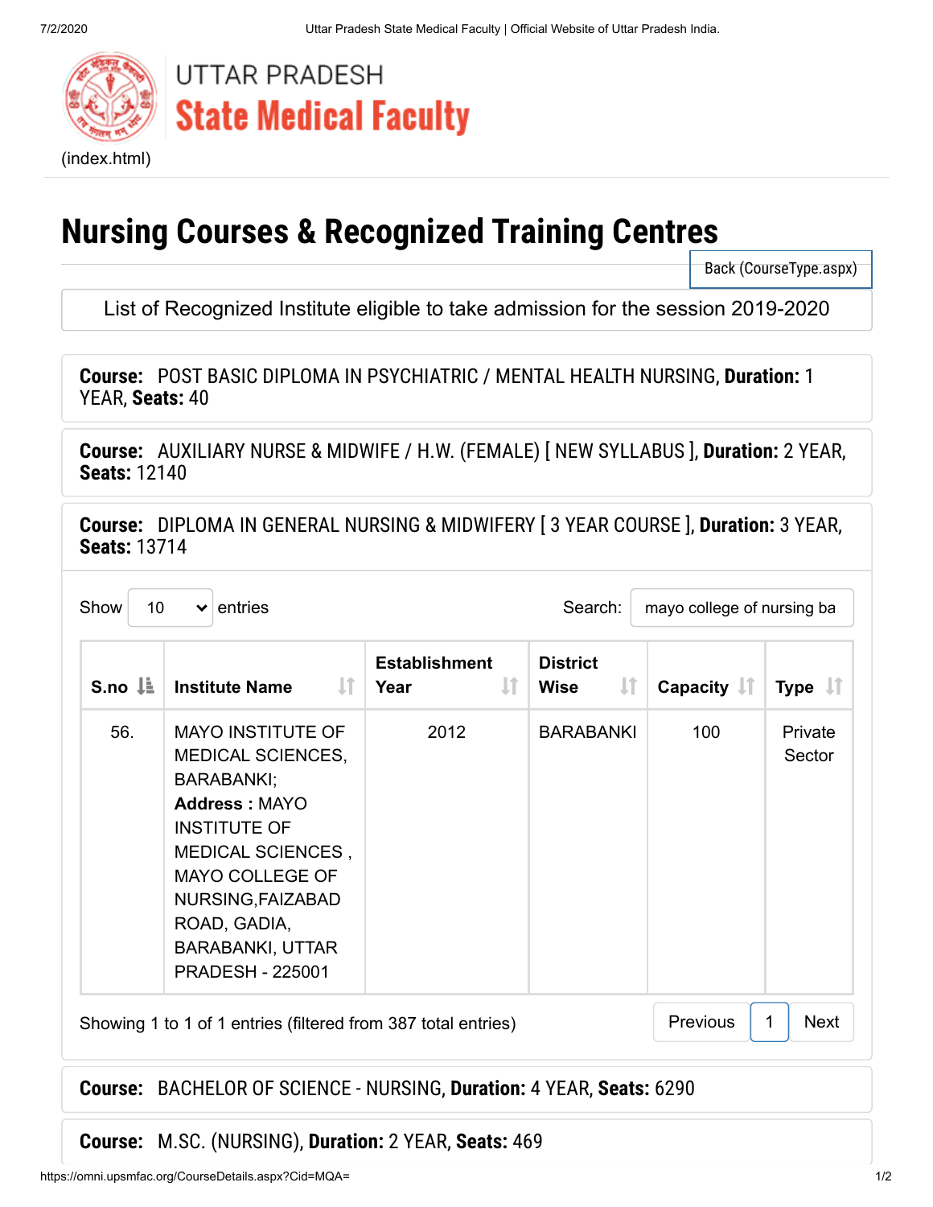UTTAR PRADESH
**State Medical Faculty**

(index.html)

# Nursing Courses & Recognized Training Centres

Back (CourseType.aspx)

List of Recognized Institute eligible to take admission for the session 2019-2020

**Course:** POST BASIC DIPLOMA IN PSYCHIATRIC / MENTAL HEALTH NURSING, **Duration:** 1 YEAR, **Seats:** 40

**Course:** AUXILIARY NURSE & MIDWIFE / H.W. (FEMALE) [ NEW SYLLABUS ], **Duration:** 2 YEAR, **Seats:** 12140

**Course:** DIPLOMA IN GENERAL NURSING & MIDWIFERY [ 3 YEAR COURSE ], **Duration:** 3 YEAR, **Seats:** 13714

Show 10 entries

Search: mayo college of nursing ba

| S.no | Institute Name | Establishment Year | District Wise | Capacity | Type |
|---|---|---|---|---|---|
| 56. | MAYO INSTITUTE OF MEDICAL SCIENCES, BARABANKI; **Address :** MAYO INSTITUTE OF MEDICAL SCIENCES , MAYO COLLEGE OF NURSING,FAIZABAD ROAD, GADIA, BARABANKI, UTTAR PRADESH - 225001 | 2012 | BARABANKI | 100 | Private Sector |

Showing 1 to 1 of 1 entries (filtered from 387 total entries)

Previous 1 Next

**Course:** BACHELOR OF SCIENCE - NURSING, **Duration:** 4 YEAR, **Seats:** 6290

**Course:** M.SC. (NURSING), **Duration:** 2 YEAR, **Seats:** 469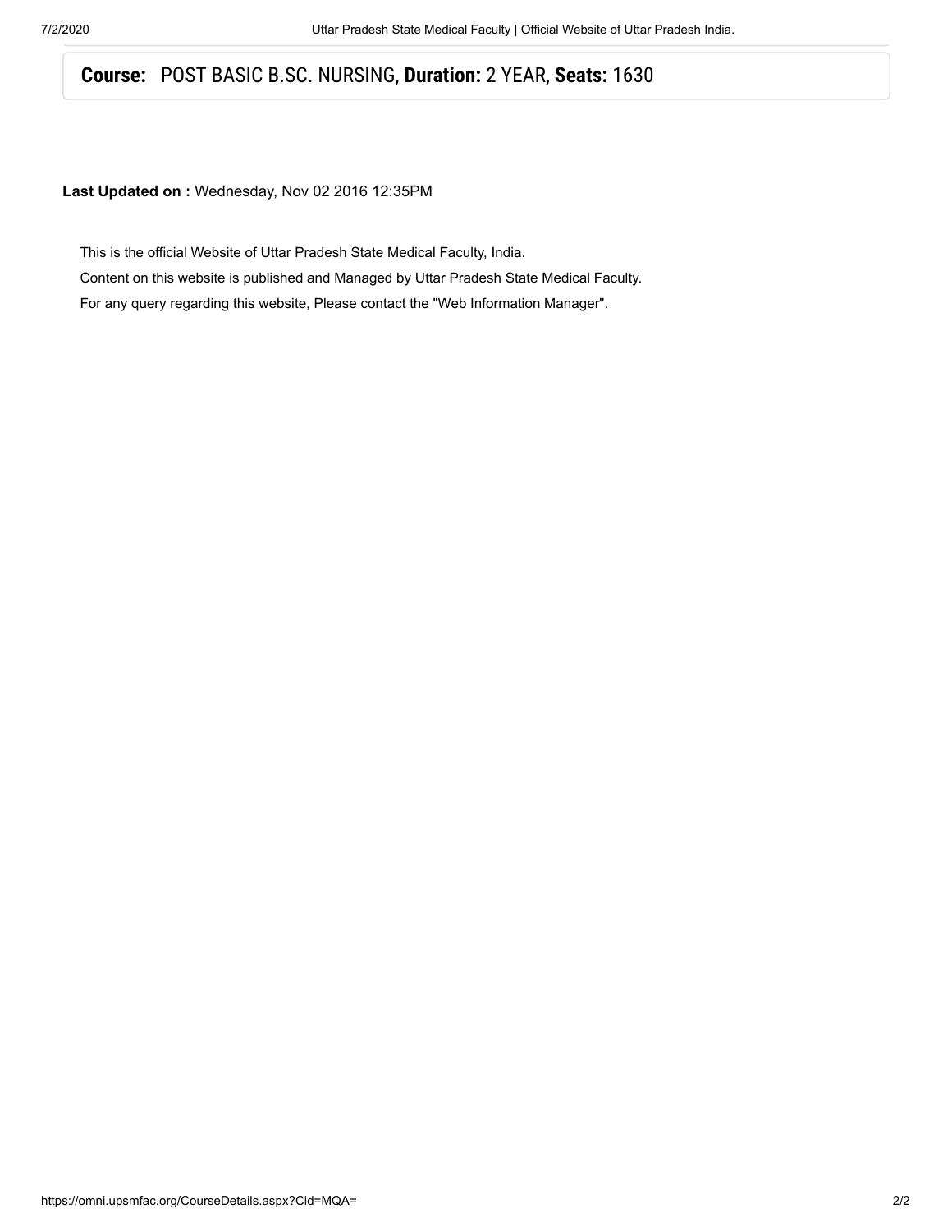**Course:** POST BASIC B.SC. NURSING, **Duration:** 2 YEAR, **Seats:** 1630

**Last Updated on :** Wednesday, Nov 02 2016 12:35PM

This is the official Website of Uttar Pradesh State Medical Faculty, India.

Content on this website is published and Managed by Uttar Pradesh State Medical Faculty.

For any query regarding this website, Please contact the "Web Information Manager".